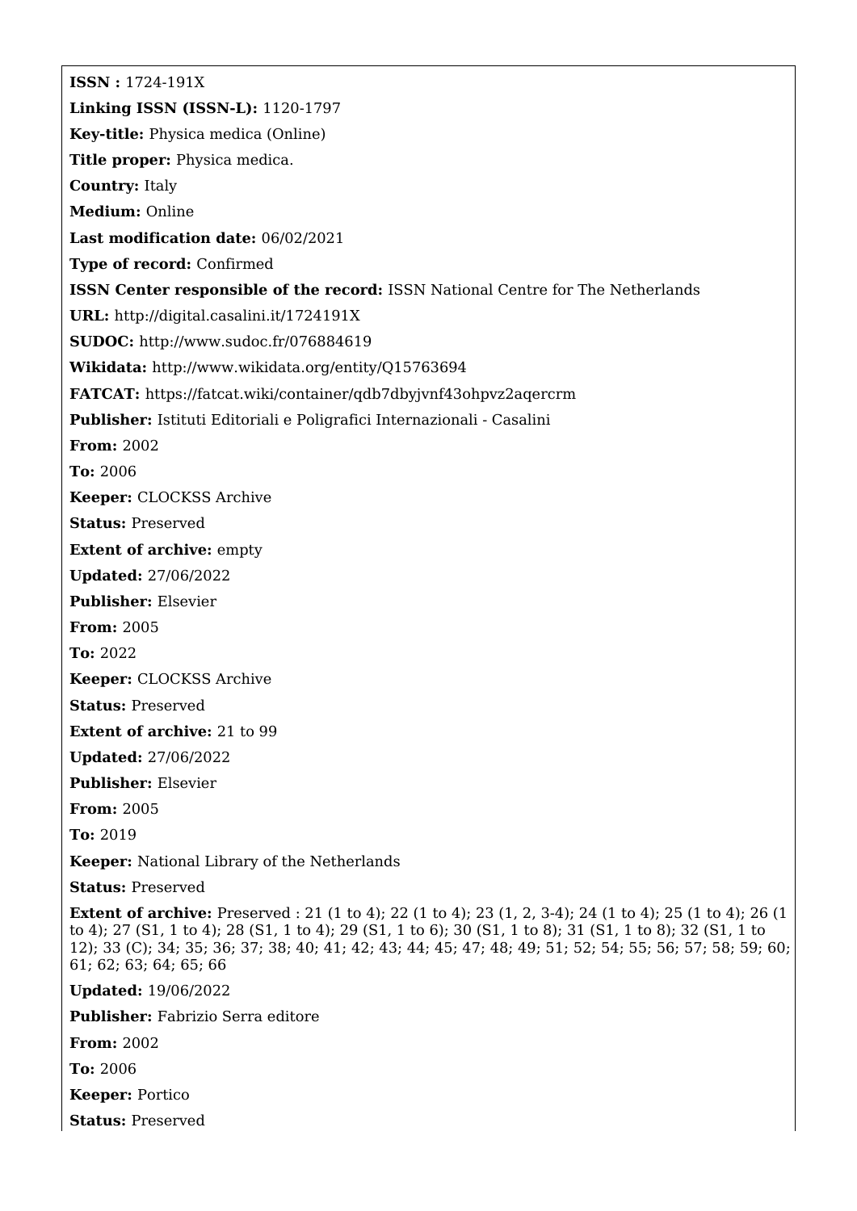**ISSN :** 1724-191X

**Linking ISSN (ISSN-L):** 1120-1797

**Key-title:** Physica medica (Online)

**Title proper:** Physica medica.

**Country:** Italy

**Medium:** Online

**Last modification date:** 06/02/2021

**Type of record:** Confirmed

**ISSN Center responsible of the record:** ISSN National Centre for The Netherlands

**URL:** http://digital.casalini.it/1724191X

**SUDOC:** http://www.sudoc.fr/076884619

**Wikidata:** http://www.wikidata.org/entity/Q15763694

**FATCAT:** https://fatcat.wiki/container/qdb7dbyjvnf43ohpvz2aqercrm

**Publisher:** Istituti Editoriali e Poligrafici Internazionali - Casalini

**From:** 2002

**To:** 2006

**Keeper:** CLOCKSS Archive

**Status:** Preserved

**Extent of archive:** empty

**Updated:** 27/06/2022

**Publisher:** Elsevier

**From:** 2005

**To:** 2022

**Keeper:** CLOCKSS Archive

**Status:** Preserved

**Extent of archive:** 21 to 99

**Updated:** 27/06/2022

**Publisher:** Elsevier

**From:** 2005

**To:** 2019

**Keeper:** National Library of the Netherlands

**Status:** Preserved

**Extent of archive:** Preserved : 21 (1 to 4); 22 (1 to 4); 23 (1, 2, 3-4); 24 (1 to 4); 25 (1 to 4); 26 (1 to 4); 27 (S1, 1 to 4); 28 (S1, 1 to 4); 29 (S1, 1 to 6); 30 (S1, 1 to 8); 31 (S1, 1 to 8); 32 (S1, 1 to 12); 33 (C); 34; 35; 36; 37; 38; 40; 41; 42; 43; 44; 45; 47; 48; 49; 51; 52; 54; 55; 56; 57; 58; 59; 60; 61; 62; 63; 64; 65; 66

**Updated:** 19/06/2022

**Publisher:** Fabrizio Serra editore

**From:** 2002

**To:** 2006

**Keeper:** Portico

**Status:** Preserved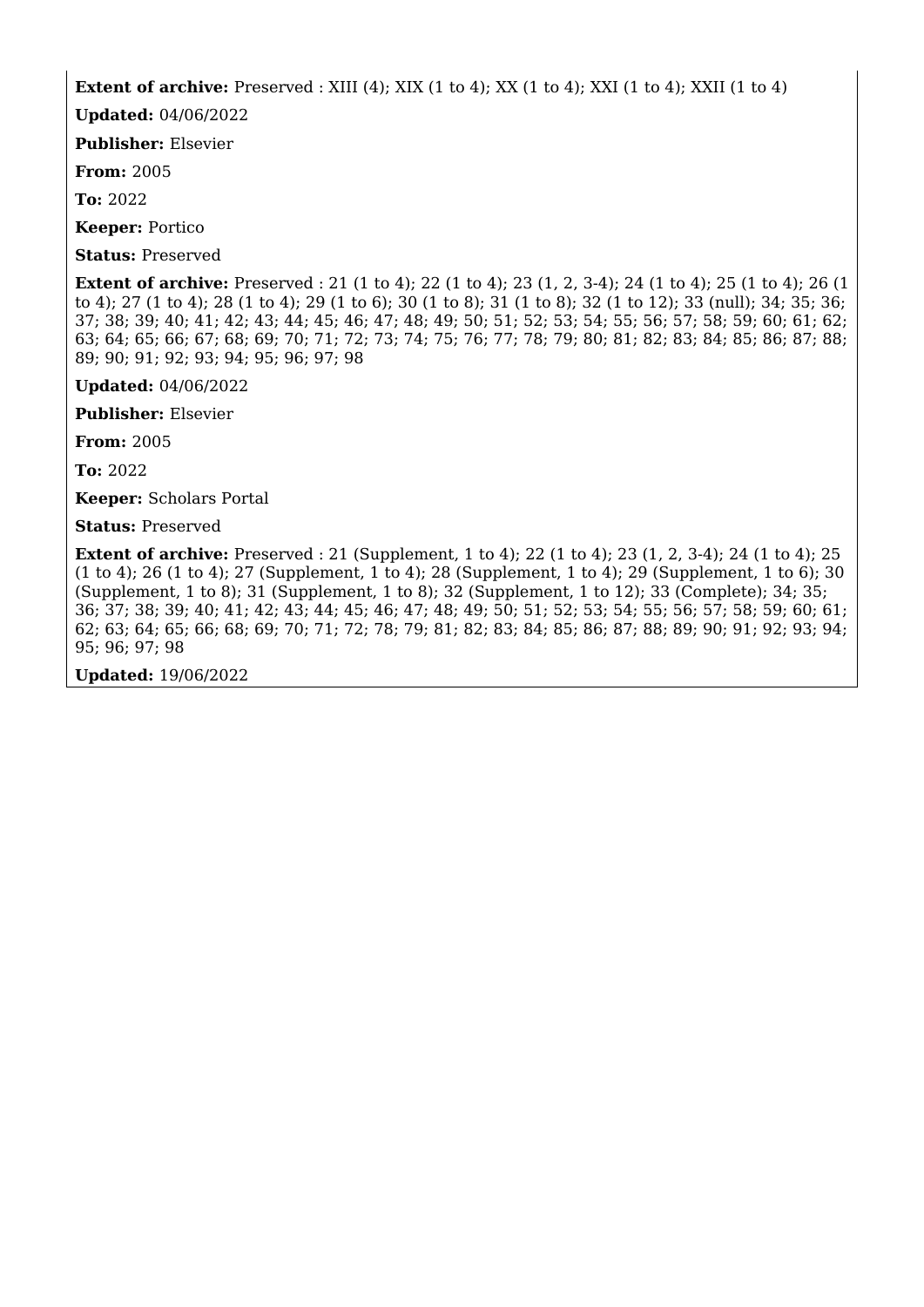**Extent of archive:** Preserved : XIII (4); XIX (1 to 4); XX (1 to 4); XXI (1 to 4); XXII (1 to 4)

**Updated:** 04/06/2022

**Publisher:** Elsevier

**From:** 2005

**To:** 2022

**Keeper:** Portico

**Status:** Preserved

**Extent of archive:** Preserved : 21 (1 to 4); 22 (1 to 4); 23 (1, 2, 3-4); 24 (1 to 4); 25 (1 to 4); 26 (1 to 4); 27 (1 to 4); 28 (1 to 4); 29 (1 to 6); 30 (1 to 8); 31 (1 to 8); 32 (1 to 12); 33 (null); 34; 35; 36; 37; 38; 39; 40; 41; 42; 43; 44; 45; 46; 47; 48; 49; 50; 51; 52; 53; 54; 55; 56; 57; 58; 59; 60; 61; 62; 63; 64; 65; 66; 67; 68; 69; 70; 71; 72; 73; 74; 75; 76; 77; 78; 79; 80; 81; 82; 83; 84; 85; 86; 87; 88; 89; 90; 91; 92; 93; 94; 95; 96; 97; 98

**Updated:** 04/06/2022

**Publisher:** Elsevier

**From:** 2005

**To:** 2022

**Keeper:** Scholars Portal

**Status:** Preserved

**Extent of archive:** Preserved : 21 (Supplement, 1 to 4); 22 (1 to 4); 23 (1, 2, 3-4); 24 (1 to 4); 25 (1 to 4); 26 (1 to 4); 27 (Supplement, 1 to 4); 28 (Supplement, 1 to 4); 29 (Supplement, 1 to 6); 30 (Supplement, 1 to 8); 31 (Supplement, 1 to 8); 32 (Supplement, 1 to 12); 33 (Complete); 34; 35; 36; 37; 38; 39; 40; 41; 42; 43; 44; 45; 46; 47; 48; 49; 50; 51; 52; 53; 54; 55; 56; 57; 58; 59; 60; 61; 62; 63; 64; 65; 66; 68; 69; 70; 71; 72; 78; 79; 81; 82; 83; 84; 85; 86; 87; 88; 89; 90; 91; 92; 93; 94; 95; 96; 97; 98

**Updated:** 19/06/2022